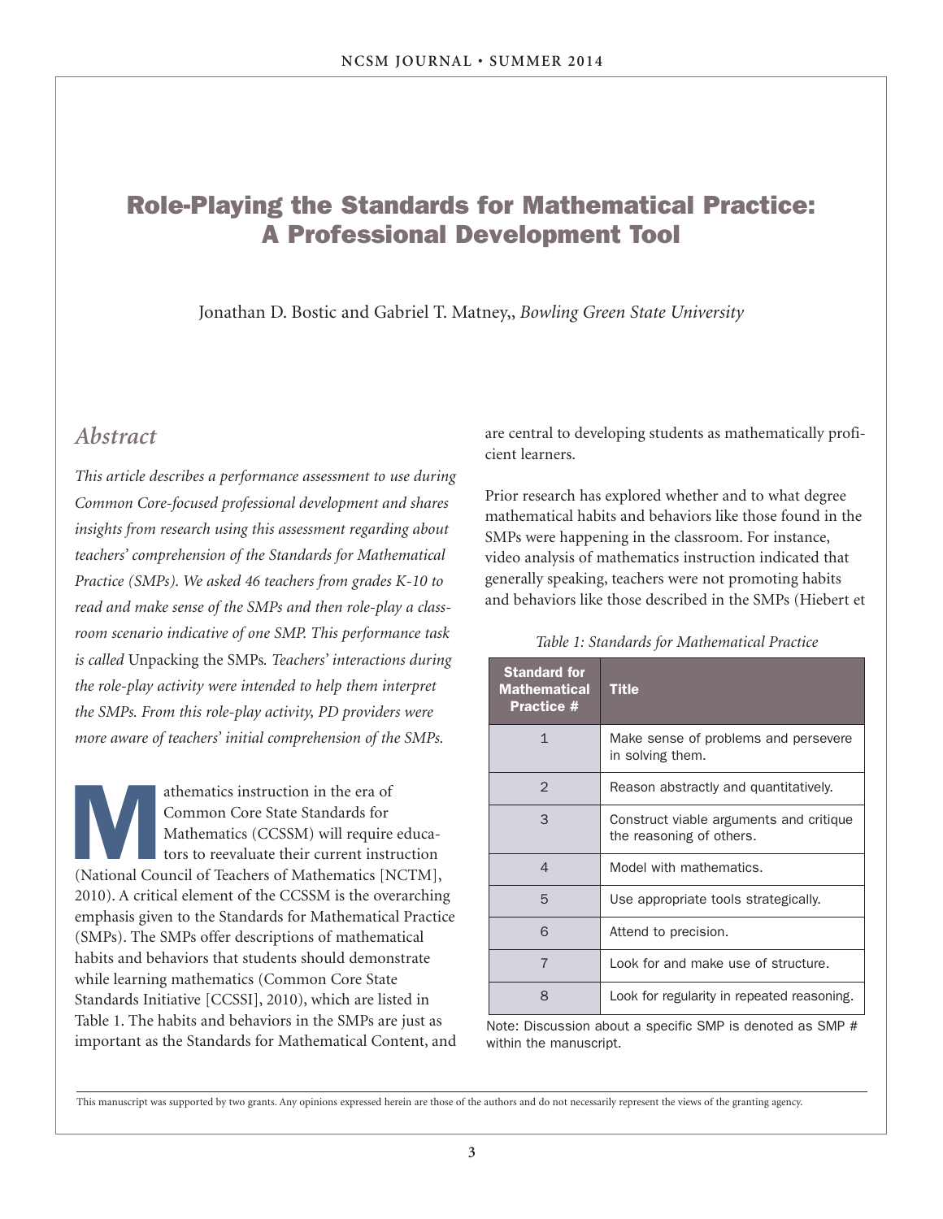# Role-Playing the Standards for Mathematical Practice: A Professional Development Tool

Jonathan D. Bostic and Gabriel T. Matney,, *Bowling Green State University*

## Abstract

*This article describes a performance assessment to use during Common Core-focused professional development and shares insights from research using this assessment regarding about teachers' comprehension of the Standards for Mathematical Practice (SMPs). We asked 46 teachers from grades K-10 to read and make sense of the SMPs and then role-play a classroom scenario indicative of one SMP. This performance task is called* Unpacking the SMPs*. Teachers' interactions during the role-play activity were intended to help them interpret the SMPs. From this role-play activity, PD providers were more aware of teachers' initial comprehension of the SMPs.*

Mathematics instruction in the era of Common Core State Standards for Mathematics (CCSSM) will require educators to reevaluate their current instruction (National Council of Teachers of Mathematics [NCTM], 2010). A critical element of the CCSSM is the overarching emphasis given to the Standards for Mathematical Practice (SMPs). The SMPs offer descriptions of mathematical habits and behaviors that students should demonstrate while learning mathematics (Common Core State Standards Initiative [CCSSI], 2010), which are listed in Table 1. The habits and behaviors in the SMPs are just as important as the Standards for Mathematical Content, and are central to developing students as mathematically proficient learners.

Prior research has explored whether and to what degree mathematical habits and behaviors like those found in the SMPs were happening in the classroom. For instance, video analysis of mathematics instruction indicated that generally speaking, teachers were not promoting habits and behaviors like those described in the SMPs (Hiebert et

*Table 1: Standards for Mathematical Practice*

| Standard for Mathematical Practice # | Title |
|---|---|
| 1 | Make sense of problems and persevere in solving them. |
| 2 | Reason abstractly and quantitatively. |
| 3 | Construct viable arguments and critique the reasoning of others. |
| 4 | Model with mathematics. |
| 5 | Use appropriate tools strategically. |
| 6 | Attend to precision. |
| 7 | Look for and make use of structure. |
| 8 | Look for regularity in repeated reasoning. |

Note: Discussion about a specific SMP is denoted as SMP # within the manuscript.

This manuscript was supported by two grants. Any opinions expressed herein are those of the authors and do not necessarily represent the views of the granting agency.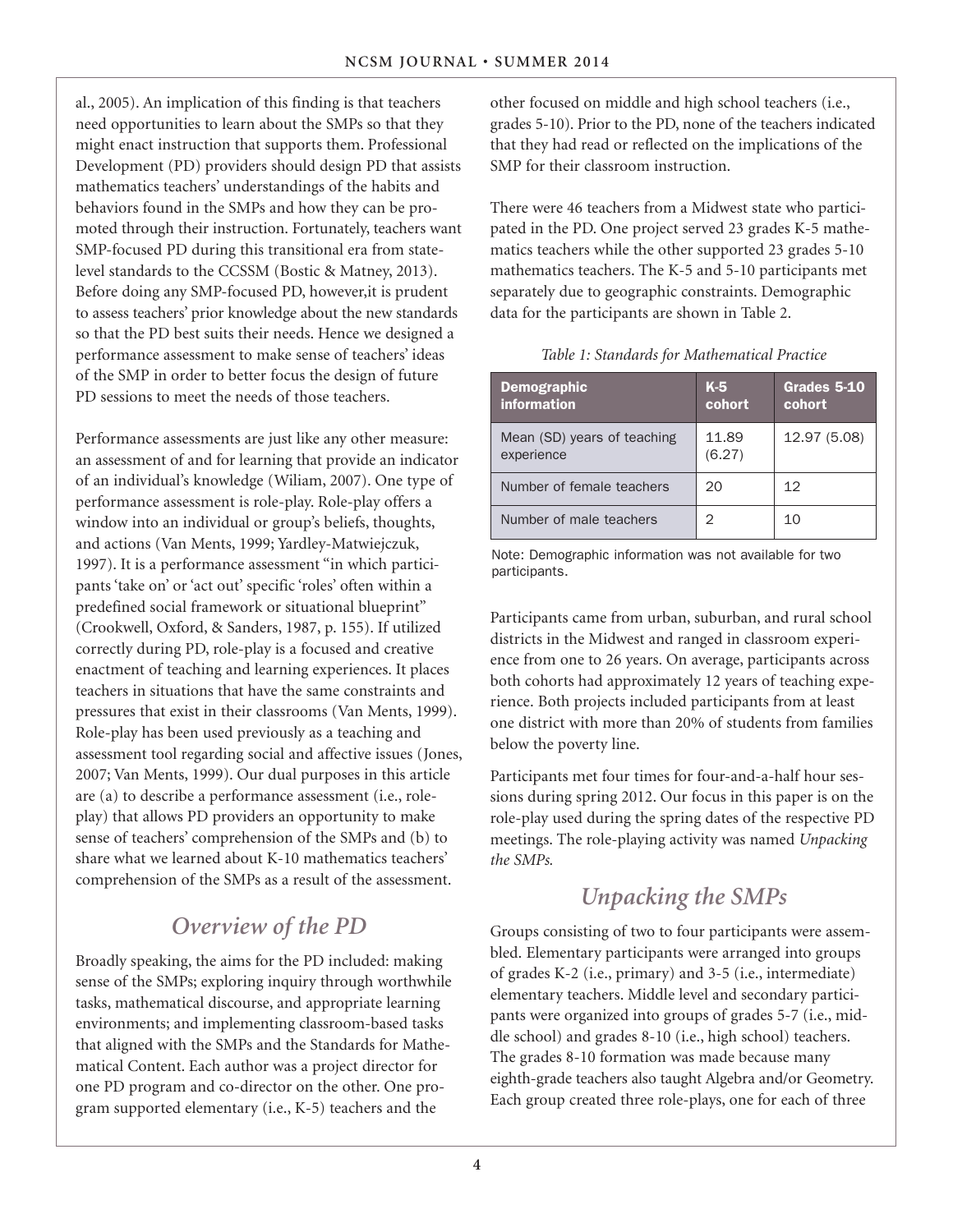al., 2005). An implication of this finding is that teachers need opportunities to learn about the SMPs so that they might enact instruction that supports them. Professional Development (PD) providers should design PD that assists mathematics teachers' understandings of the habits and behaviors found in the SMPs and how they can be promoted through their instruction. Fortunately, teachers want SMP-focused PD during this transitional era from state-level standards to the CCSSM (Bostic & Matney, 2013). Before doing any SMP-focused PD, however,it is prudent to assess teachers' prior knowledge about the new standards so that the PD best suits their needs. Hence we designed a performance assessment to make sense of teachers' ideas of the SMP in order to better focus the design of future PD sessions to meet the needs of those teachers.

Performance assessments are just like any other measure: an assessment of and for learning that provide an indicator of an individual's knowledge (Wiliam, 2007). One type of performance assessment is role-play. Role-play offers a window into an individual or group's beliefs, thoughts, and actions (Van Ments, 1999; Yardley-Matwiejczuk, 1997). It is a performance assessment "in which participants 'take on' or 'act out' specific 'roles' often within a predefined social framework or situational blueprint" (Crookwell, Oxford, & Sanders, 1987, p. 155). If utilized correctly during PD, role-play is a focused and creative enactment of teaching and learning experiences. It places teachers in situations that have the same constraints and pressures that exist in their classrooms (Van Ments, 1999). Role-play has been used previously as a teaching and assessment tool regarding social and affective issues (Jones, 2007; Van Ments, 1999). Our dual purposes in this article are (a) to describe a performance assessment (i.e., role-play) that allows PD providers an opportunity to make sense of teachers' comprehension of the SMPs and (b) to share what we learned about K-10 mathematics teachers' comprehension of the SMPs as a result of the assessment.

## *Overview of the PD*

Broadly speaking, the aims for the PD included: making sense of the SMPs; exploring inquiry through worthwhile tasks, mathematical discourse, and appropriate learning environments; and implementing classroom-based tasks that aligned with the SMPs and the Standards for Mathematical Content. Each author was a project director for one PD program and co-director on the other. One program supported elementary (i.e., K-5) teachers and the other focused on middle and high school teachers (i.e., grades 5-10). Prior to the PD, none of the teachers indicated that they had read or reflected on the implications of the SMP for their classroom instruction.

There were 46 teachers from a Midwest state who participated in the PD. One project served 23 grades K-5 mathematics teachers while the other supported 23 grades 5-10 mathematics teachers. The K-5 and 5-10 participants met separately due to geographic constraints. Demographic data for the participants are shown in Table 2.

*Table 1: Standards for Mathematical Practice*

| Demographic information | K-5 cohort | Grades 5-10 cohort |
|---|---|---|
| Mean (SD) years of teaching experience | 11.89 (6.27) | 12.97 (5.08) |
| Number of female teachers | 20 | 12 |
| Number of male teachers | 2 | 10 |

Note: Demographic information was not available for two participants.

Participants came from urban, suburban, and rural school districts in the Midwest and ranged in classroom experience from one to 26 years. On average, participants across both cohorts had approximately 12 years of teaching experience. Both projects included participants from at least one district with more than 20% of students from families below the poverty line.

Participants met four times for four-and-a-half hour sessions during spring 2012. Our focus in this paper is on the role-play used during the spring dates of the respective PD meetings. The role-playing activity was named *Unpacking the SMPs.*

## *Unpacking the SMPs*

Groups consisting of two to four participants were assembled. Elementary participants were arranged into groups of grades K-2 (i.e., primary) and 3-5 (i.e., intermediate) elementary teachers. Middle level and secondary participants were organized into groups of grades 5-7 (i.e., middle school) and grades 8-10 (i.e., high school) teachers. The grades 8-10 formation was made because many eighth-grade teachers also taught Algebra and/or Geometry. Each group created three role-plays, one for each of three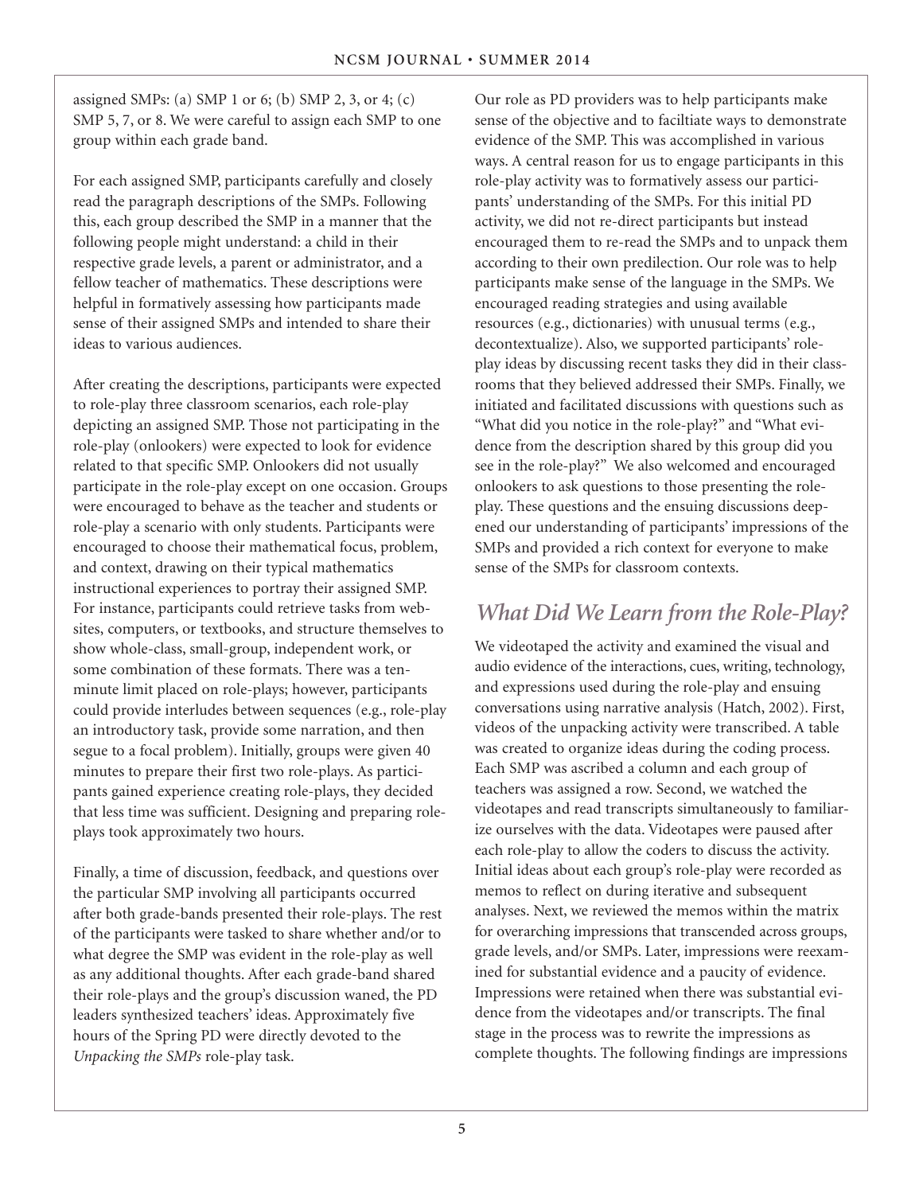assigned SMPs: (a) SMP 1 or 6; (b) SMP 2, 3, or 4; (c) SMP 5, 7, or 8. We were careful to assign each SMP to one group within each grade band.

For each assigned SMP, participants carefully and closely read the paragraph descriptions of the SMPs. Following this, each group described the SMP in a manner that the following people might understand: a child in their respective grade levels, a parent or administrator, and a fellow teacher of mathematics. These descriptions were helpful in formatively assessing how participants made sense of their assigned SMPs and intended to share their ideas to various audiences.

After creating the descriptions, participants were expected to role-play three classroom scenarios, each role-play depicting an assigned SMP. Those not participating in the role-play (onlookers) were expected to look for evidence related to that specific SMP. Onlookers did not usually participate in the role-play except on one occasion. Groups were encouraged to behave as the teacher and students or role-play a scenario with only students. Participants were encouraged to choose their mathematical focus, problem, and context, drawing on their typical mathematics instructional experiences to portray their assigned SMP. For instance, participants could retrieve tasks from websites, computers, or textbooks, and structure themselves to show whole-class, small-group, independent work, or some combination of these formats. There was a ten-minute limit placed on role-plays; however, participants could provide interludes between sequences (e.g., role-play an introductory task, provide some narration, and then segue to a focal problem). Initially, groups were given 40 minutes to prepare their first two role-plays. As participants gained experience creating role-plays, they decided that less time was sufficient. Designing and preparing role-plays took approximately two hours.

Finally, a time of discussion, feedback, and questions over the particular SMP involving all participants occurred after both grade-bands presented their role-plays. The rest of the participants were tasked to share whether and/or to what degree the SMP was evident in the role-play as well as any additional thoughts. After each grade-band shared their role-plays and the group's discussion waned, the PD leaders synthesized teachers' ideas. Approximately five hours of the Spring PD were directly devoted to the *Unpacking the SMPs* role-play task.

Our role as PD providers was to help participants make sense of the objective and to faciltiate ways to demonstrate evidence of the SMP. This was accomplished in various ways. A central reason for us to engage participants in this role-play activity was to formatively assess our participants' understanding of the SMPs. For this initial PD activity, we did not re-direct participants but instead encouraged them to re-read the SMPs and to unpack them according to their own predilection. Our role was to help participants make sense of the language in the SMPs. We encouraged reading strategies and using available resources (e.g., dictionaries) with unusual terms (e.g., decontextualize). Also, we supported participants' role-play ideas by discussing recent tasks they did in their classrooms that they believed addressed their SMPs. Finally, we initiated and facilitated discussions with questions such as "What did you notice in the role-play?" and "What evidence from the description shared by this group did you see in the role-play?" We also welcomed and encouraged onlookers to ask questions to those presenting the role-play. These questions and the ensuing discussions deepened our understanding of participants' impressions of the SMPs and provided a rich context for everyone to make sense of the SMPs for classroom contexts.

## *What Did We Learn from the Role-Play?*

We videotaped the activity and examined the visual and audio evidence of the interactions, cues, writing, technology, and expressions used during the role-play and ensuing conversations using narrative analysis (Hatch, 2002). First, videos of the unpacking activity were transcribed. A table was created to organize ideas during the coding process. Each SMP was ascribed a column and each group of teachers was assigned a row. Second, we watched the videotapes and read transcripts simultaneously to familiarize ourselves with the data. Videotapes were paused after each role-play to allow the coders to discuss the activity. Initial ideas about each group's role-play were recorded as memos to reflect on during iterative and subsequent analyses. Next, we reviewed the memos within the matrix for overarching impressions that transcended across groups, grade levels, and/or SMPs. Later, impressions were reexamined for substantial evidence and a paucity of evidence. Impressions were retained when there was substantial evidence from the videotapes and/or transcripts. The final stage in the process was to rewrite the impressions as complete thoughts. The following findings are impressions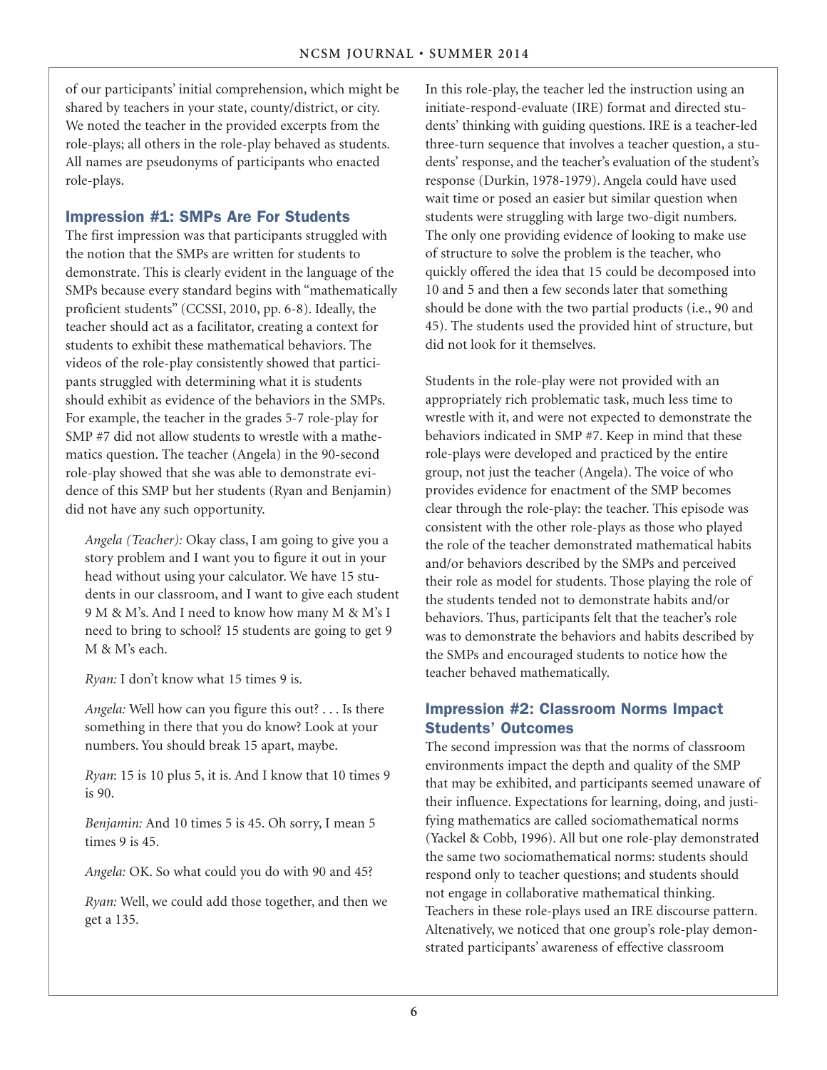of our participants' initial comprehension, which might be shared by teachers in your state, county/district, or city. We noted the teacher in the provided excerpts from the role-plays; all others in the role-play behaved as students. All names are pseudonyms of participants who enacted role-plays.

## Impression #1: SMPs Are For Students

The first impression was that participants struggled with the notion that the SMPs are written for students to demonstrate. This is clearly evident in the language of the SMPs because every standard begins with "mathematically proficient students" (CCSSI, 2010, pp. 6-8). Ideally, the teacher should act as a facilitator, creating a context for students to exhibit these mathematical behaviors. The videos of the role-play consistently showed that participants struggled with determining what it is students should exhibit as evidence of the behaviors in the SMPs. For example, the teacher in the grades 5-7 role-play for SMP #7 did not allow students to wrestle with a mathematics question. The teacher (Angela) in the 90-second role-play showed that she was able to demonstrate evidence of this SMP but her students (Ryan and Benjamin) did not have any such opportunity.

> *Angela (Teacher):* Okay class, I am going to give you a story problem and I want you to figure it out in your head without using your calculator. We have 15 students in our classroom, and I want to give each student 9 M & M's. And I need to know how many M & M's I need to bring to school? 15 students are going to get 9 M & M's each.
>
> *Ryan:* I don't know what 15 times 9 is.
>
> *Angela:* Well how can you figure this out? . . . Is there something in there that you do know? Look at your numbers. You should break 15 apart, maybe.
>
> *Ryan*: 15 is 10 plus 5, it is. And I know that 10 times 9 is 90.
>
> *Benjamin:* And 10 times 5 is 45. Oh sorry, I mean 5 times 9 is 45.
>
> *Angela:* OK. So what could you do with 90 and 45?
>
> *Ryan:* Well, we could add those together, and then we get a 135.

In this role-play, the teacher led the instruction using an initiate-respond-evaluate (IRE) format and directed students' thinking with guiding questions. IRE is a teacher-led three-turn sequence that involves a teacher question, a students' response, and the teacher's evaluation of the student's response (Durkin, 1978-1979). Angela could have used wait time or posed an easier but similar question when students were struggling with large two-digit numbers. The only one providing evidence of looking to make use of structure to solve the problem is the teacher, who quickly offered the idea that 15 could be decomposed into 10 and 5 and then a few seconds later that something should be done with the two partial products (i.e., 90 and 45). The students used the provided hint of structure, but did not look for it themselves.

Students in the role-play were not provided with an appropriately rich problematic task, much less time to wrestle with it, and were not expected to demonstrate the behaviors indicated in SMP #7. Keep in mind that these role-plays were developed and practiced by the entire group, not just the teacher (Angela). The voice of who provides evidence for enactment of the SMP becomes clear through the role-play: the teacher. This episode was consistent with the other role-plays as those who played the role of the teacher demonstrated mathematical habits and/or behaviors described by the SMPs and perceived their role as model for students. Those playing the role of the students tended not to demonstrate habits and/or behaviors. Thus, participants felt that the teacher's role was to demonstrate the behaviors and habits described by the SMPs and encouraged students to notice how the teacher behaved mathematically.

## Impression #2: Classroom Norms Impact Students' Outcomes

The second impression was that the norms of classroom environments impact the depth and quality of the SMP that may be exhibited, and participants seemed unaware of their influence. Expectations for learning, doing, and justifying mathematics are called sociomathematical norms (Yackel & Cobb, 1996). All but one role-play demonstrated the same two sociomathematical norms: students should respond only to teacher questions; and students should not engage in collaborative mathematical thinking. Teachers in these role-plays used an IRE discourse pattern. Altenatively, we noticed that one group's role-play demonstrated participants' awareness of effective classroom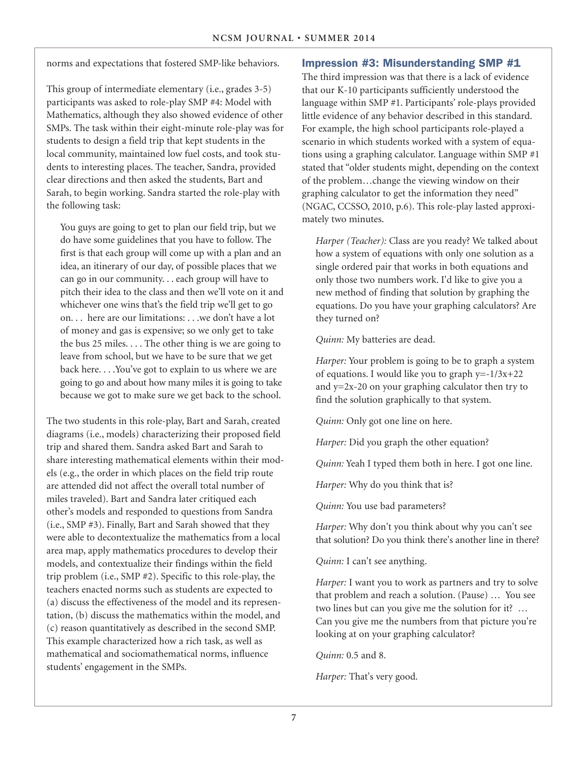norms and expectations that fostered SMP-like behaviors.

This group of intermediate elementary (i.e., grades 3-5) participants was asked to role-play SMP #4: Model with Mathematics, although they also showed evidence of other SMPs. The task within their eight-minute role-play was for students to design a field trip that kept students in the local community, maintained low fuel costs, and took students to interesting places. The teacher, Sandra, provided clear directions and then asked the students, Bart and Sarah, to begin working. Sandra started the role-play with the following task:

> You guys are going to get to plan our field trip, but we do have some guidelines that you have to follow. The first is that each group will come up with a plan and an idea, an itinerary of our day, of possible places that we can go in our community. . . each group will have to pitch their idea to the class and then we'll vote on it and whichever one wins that's the field trip we'll get to go on. . . here are our limitations: . . .we don't have a lot of money and gas is expensive; so we only get to take the bus 25 miles. . . . The other thing is we are going to leave from school, but we have to be sure that we get back here. . . .You've got to explain to us where we are going to go and about how many miles it is going to take because we got to make sure we get back to the school.

The two students in this role-play, Bart and Sarah, created diagrams (i.e., models) characterizing their proposed field trip and shared them. Sandra asked Bart and Sarah to share interesting mathematical elements within their models (e.g., the order in which places on the field trip route are attended did not affect the overall total number of miles traveled). Bart and Sandra later critiqued each other's models and responded to questions from Sandra (i.e., SMP #3). Finally, Bart and Sarah showed that they were able to decontextualize the mathematics from a local area map, apply mathematics procedures to develop their models, and contextualize their findings within the field trip problem (i.e., SMP #2). Specific to this role-play, the teachers enacted norms such as students are expected to (a) discuss the effectiveness of the model and its representation, (b) discuss the mathematics within the model, and (c) reason quantitatively as described in the second SMP. This example characterized how a rich task, as well as mathematical and sociomathematical norms, influence students' engagement in the SMPs.

## Impression #3: Misunderstanding SMP #1

The third impression was that there is a lack of evidence that our K-10 participants sufficiently understood the language within SMP #1. Participants' role-plays provided little evidence of any behavior described in this standard. For example, the high school participants role-played a scenario in which students worked with a system of equations using a graphing calculator. Language within SMP #1 stated that "older students might, depending on the context of the problem…change the viewing window on their graphing calculator to get the information they need" (NGAC, CCSSO, 2010, p.6). This role-play lasted approximately two minutes.

> *Harper (Teacher):* Class are you ready? We talked about how a system of equations with only one solution as a single ordered pair that works in both equations and only those two numbers work. I'd like to give you a new method of finding that solution by graphing the equations. Do you have your graphing calculators? Are they turned on?
>
> *Quinn:* My batteries are dead.
>
> *Harper:* Your problem is going to be to graph a system of equations. I would like you to graph y=-1/3x+22 and y=2x-20 on your graphing calculator then try to find the solution graphically to that system.
>
> *Quinn:* Only got one line on here.
>
> *Harper:* Did you graph the other equation?
>
> *Quinn:* Yeah I typed them both in here. I got one line.
>
> *Harper:* Why do you think that is?
>
> *Quinn:* You use bad parameters?
>
> *Harper:* Why don't you think about why you can't see that solution? Do you think there's another line in there?
>
> *Quinn:* I can't see anything.
>
> *Harper:* I want you to work as partners and try to solve that problem and reach a solution. (Pause) … You see two lines but can you give me the solution for it? … Can you give me the numbers from that picture you're looking at on your graphing calculator?
>
> *Quinn:* 0.5 and 8.
>
> *Harper:* That's very good.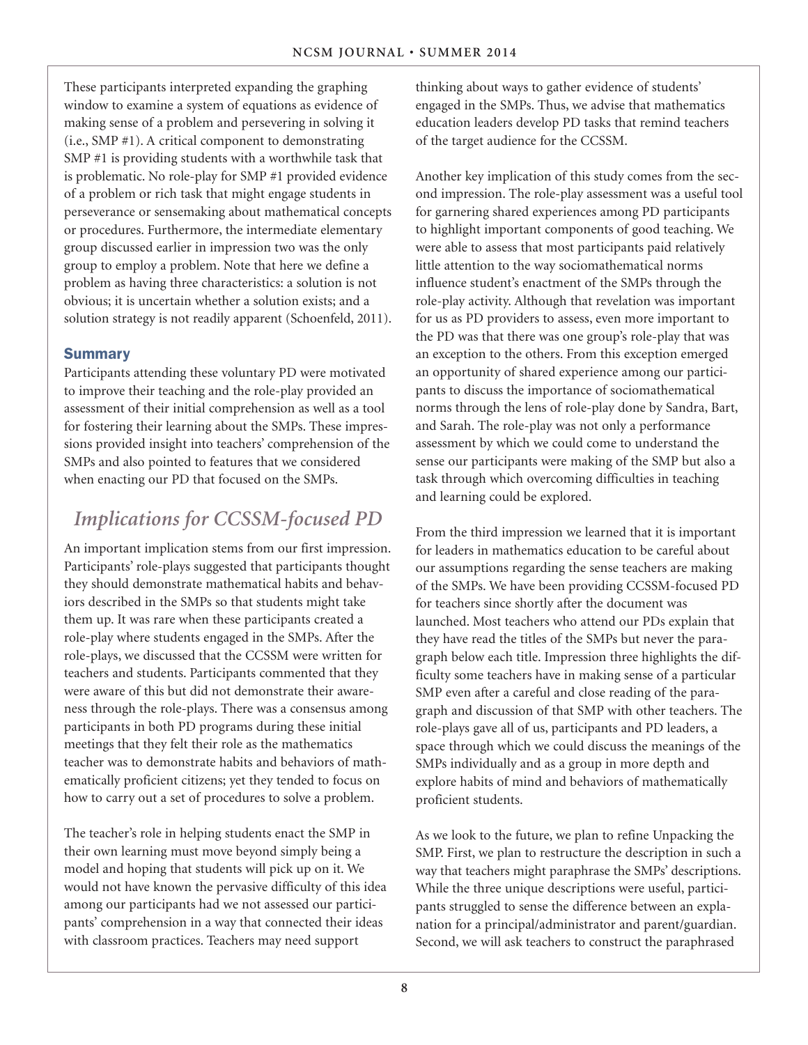These participants interpreted expanding the graphing window to examine a system of equations as evidence of making sense of a problem and persevering in solving it (i.e., SMP #1). A critical component to demonstrating SMP #1 is providing students with a worthwhile task that is problematic. No role-play for SMP #1 provided evidence of a problem or rich task that might engage students in perseverance or sensemaking about mathematical concepts or procedures. Furthermore, the intermediate elementary group discussed earlier in impression two was the only group to employ a problem. Note that here we define a problem as having three characteristics: a solution is not obvious; it is uncertain whether a solution exists; and a solution strategy is not readily apparent (Schoenfeld, 2011).

### Summary

Participants attending these voluntary PD were motivated to improve their teaching and the role-play provided an assessment of their initial comprehension as well as a tool for fostering their learning about the SMPs. These impressions provided insight into teachers' comprehension of the SMPs and also pointed to features that we considered when enacting our PD that focused on the SMPs.

## *Implications for CCSSM-focused PD*

An important implication stems from our first impression. Participants' role-plays suggested that participants thought they should demonstrate mathematical habits and behaviors described in the SMPs so that students might take them up. It was rare when these participants created a role-play where students engaged in the SMPs. After the role-plays, we discussed that the CCSSM were written for teachers and students. Participants commented that they were aware of this but did not demonstrate their awareness through the role-plays. There was a consensus among participants in both PD programs during these initial meetings that they felt their role as the mathematics teacher was to demonstrate habits and behaviors of mathematically proficient citizens; yet they tended to focus on how to carry out a set of procedures to solve a problem.

The teacher's role in helping students enact the SMP in their own learning must move beyond simply being a model and hoping that students will pick up on it. We would not have known the pervasive difficulty of this idea among our participants had we not assessed our participants' comprehension in a way that connected their ideas with classroom practices. Teachers may need support thinking about ways to gather evidence of students' engaged in the SMPs. Thus, we advise that mathematics education leaders develop PD tasks that remind teachers of the target audience for the CCSSM.

Another key implication of this study comes from the second impression. The role-play assessment was a useful tool for garnering shared experiences among PD participants to highlight important components of good teaching. We were able to assess that most participants paid relatively little attention to the way sociomathematical norms influence student's enactment of the SMPs through the role-play activity. Although that revelation was important for us as PD providers to assess, even more important to the PD was that there was one group's role-play that was an exception to the others. From this exception emerged an opportunity of shared experience among our participants to discuss the importance of sociomathematical norms through the lens of role-play done by Sandra, Bart, and Sarah. The role-play was not only a performance assessment by which we could come to understand the sense our participants were making of the SMP but also a task through which overcoming difficulties in teaching and learning could be explored.

From the third impression we learned that it is important for leaders in mathematics education to be careful about our assumptions regarding the sense teachers are making of the SMPs. We have been providing CCSSM-focused PD for teachers since shortly after the document was launched. Most teachers who attend our PDs explain that they have read the titles of the SMPs but never the paragraph below each title. Impression three highlights the difficulty some teachers have in making sense of a particular SMP even after a careful and close reading of the paragraph and discussion of that SMP with other teachers. The role-plays gave all of us, participants and PD leaders, a space through which we could discuss the meanings of the SMPs individually and as a group in more depth and explore habits of mind and behaviors of mathematically proficient students.

As we look to the future, we plan to refine Unpacking the SMP. First, we plan to restructure the description in such a way that teachers might paraphrase the SMPs' descriptions. While the three unique descriptions were useful, participants struggled to sense the difference between an explanation for a principal/administrator and parent/guardian. Second, we will ask teachers to construct the paraphrased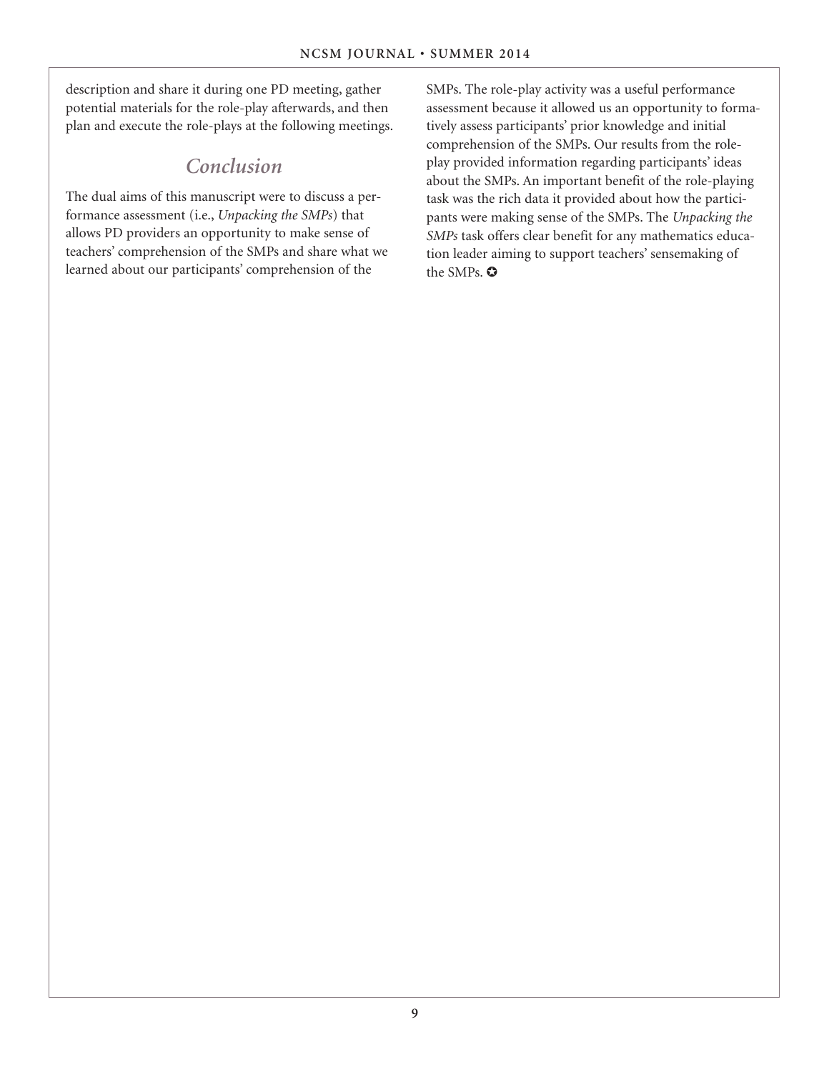description and share it during one PD meeting, gather potential materials for the role-play afterwards, and then plan and execute the role-plays at the following meetings.

## *Conclusion*

The dual aims of this manuscript were to discuss a performance assessment (i.e., *Unpacking the SMPs*) that allows PD providers an opportunity to make sense of teachers' comprehension of the SMPs and share what we learned about our participants' comprehension of the SMPs. The role-play activity was a useful performance assessment because it allowed us an opportunity to formatively assess participants' prior knowledge and initial comprehension of the SMPs. Our results from the role-play provided information regarding participants' ideas about the SMPs. An important benefit of the role-playing task was the rich data it provided about how the participants were making sense of the SMPs. The *Unpacking the SMPs* task offers clear benefit for any mathematics education leader aiming to support teachers' sensemaking of the SMPs. ✪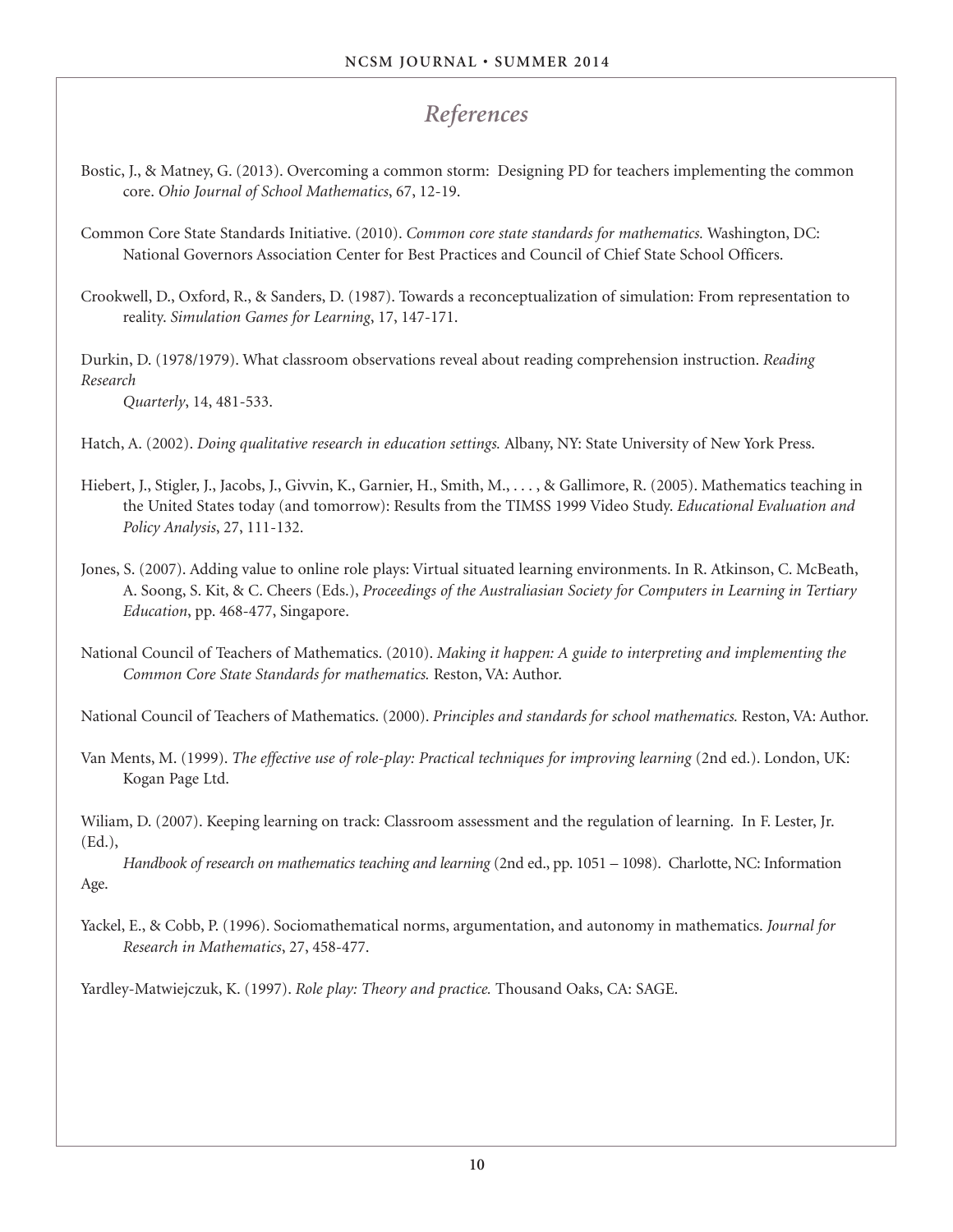## References

Bostic, J., & Matney, G. (2013). Overcoming a common storm: Designing PD for teachers implementing the common core. *Ohio Journal of School Mathematics*, 67, 12-19.

Common Core State Standards Initiative. (2010). *Common core state standards for mathematics.* Washington, DC: National Governors Association Center for Best Practices and Council of Chief State School Officers.

Crookwell, D., Oxford, R., & Sanders, D. (1987). Towards a reconceptualization of simulation: From representation to reality. *Simulation Games for Learning*, 17, 147-171.

Durkin, D. (1978/1979). What classroom observations reveal about reading comprehension instruction. *Reading Research Quarterly*, 14, 481-533.

Hatch, A. (2002). *Doing qualitative research in education settings.* Albany, NY: State University of New York Press.

Hiebert, J., Stigler, J., Jacobs, J., Givvin, K., Garnier, H., Smith, M., . . . , & Gallimore, R. (2005). Mathematics teaching in the United States today (and tomorrow): Results from the TIMSS 1999 Video Study. *Educational Evaluation and Policy Analysis*, 27, 111-132.

Jones, S. (2007). Adding value to online role plays: Virtual situated learning environments. In R. Atkinson, C. McBeath, A. Soong, S. Kit, & C. Cheers (Eds.), *Proceedings of the Australiasian Society for Computers in Learning in Tertiary Education*, pp. 468-477, Singapore.

National Council of Teachers of Mathematics. (2010). *Making it happen: A guide to interpreting and implementing the Common Core State Standards for mathematics.* Reston, VA: Author.

National Council of Teachers of Mathematics. (2000). *Principles and standards for school mathematics.* Reston, VA: Author.

Van Ments, M. (1999). *The effective use of role-play: Practical techniques for improving learning* (2nd ed.). London, UK: Kogan Page Ltd.

Wiliam, D. (2007). Keeping learning on track: Classroom assessment and the regulation of learning. In F. Lester, Jr. (Ed.), *Handbook of research on mathematics teaching and learning* (2nd ed., pp. 1051 – 1098). Charlotte, NC: Information Age.

Yackel, E., & Cobb, P. (1996). Sociomathematical norms, argumentation, and autonomy in mathematics. *Journal for Research in Mathematics*, 27, 458-477.

Yardley-Matwiejczuk, K. (1997). *Role play: Theory and practice.* Thousand Oaks, CA: SAGE.